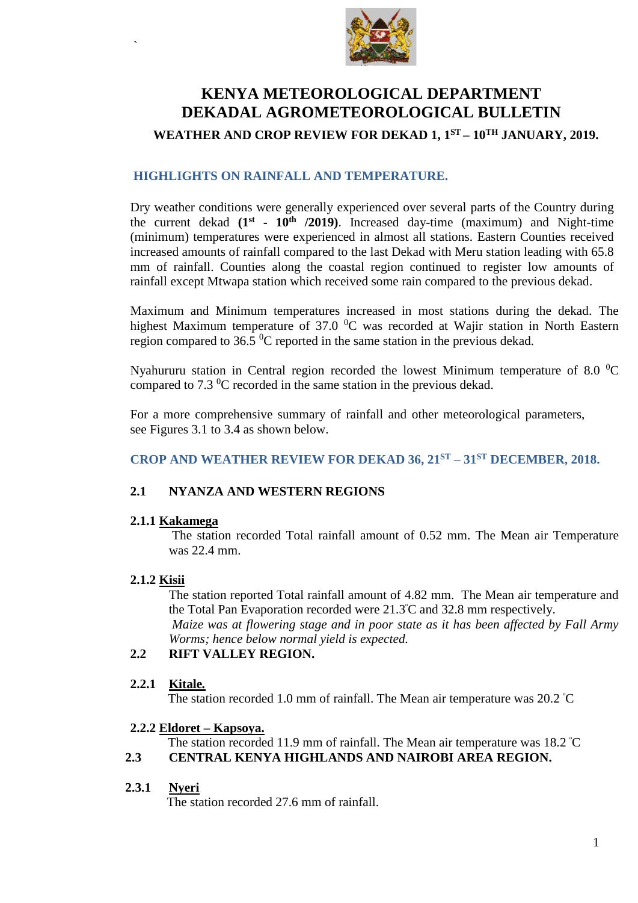# KENYA METEOROLOGICAL DEPARTMENT
# DEKADAL AGROMETEOROLOGICAL BULLETIN

### WEATHER AND CROP REVIEW FOR DEKAD 1, 1ST – 10TH JANUARY, 2019.

## HIGHLIGHTS ON RAINFALL AND TEMPERATURE.

Dry weather conditions were generally experienced over several parts of the Country during the current dekad **(1st - 10th /2019)**. Increased day-time (maximum) and Night-time (minimum) temperatures were experienced in almost all stations. Eastern Counties received increased amounts of rainfall compared to the last Dekad with Meru station leading with 65.8 mm of rainfall. Counties along the coastal region continued to register low amounts of rainfall except Mtwapa station which received some rain compared to the previous dekad.

Maximum and Minimum temperatures increased in most stations during the dekad. The highest Maximum temperature of 37.0 $^0$C was recorded at Wajir station in North Eastern region compared to 36.5 $^0$C reported in the same station in the previous dekad.

Nyahururu station in Central region recorded the lowest Minimum temperature of 8.0 $^0$C compared to 7.3 $^0$C recorded in the same station in the previous dekad.

For a more comprehensive summary of rainfall and other meteorological parameters, see Figures 3.1 to 3.4 as shown below.

## CROP AND WEATHER REVIEW FOR DEKAD 36, 21ST – 31ST DECEMBER, 2018.

### 2.1 NYANZA AND WESTERN REGIONS

#### 2.1.1 Kakamega

The station recorded Total rainfall amount of 0.52 mm. The Mean air Temperature was 22.4 mm.

#### 2.1.2 Kisii

The station reported Total rainfall amount of 4.82 mm. The Mean air temperature and the Total Pan Evaporation recorded were 21.3°C and 32.8 mm respectively.

*Maize was at flowering stage and in poor state as it has been affected by Fall Army Worms; hence below normal yield is expected.*

### 2.2 RIFT VALLEY REGION.

#### 2.2.1 Kitale.

The station recorded 1.0 mm of rainfall. The Mean air temperature was 20.2 °C

#### 2.2.2 Eldoret – Kapsoya.

The station recorded 11.9 mm of rainfall. The Mean air temperature was 18.2 °C

### 2.3 CENTRAL KENYA HIGHLANDS AND NAIROBI AREA REGION.

#### 2.3.1 Nyeri

The station recorded 27.6 mm of rainfall.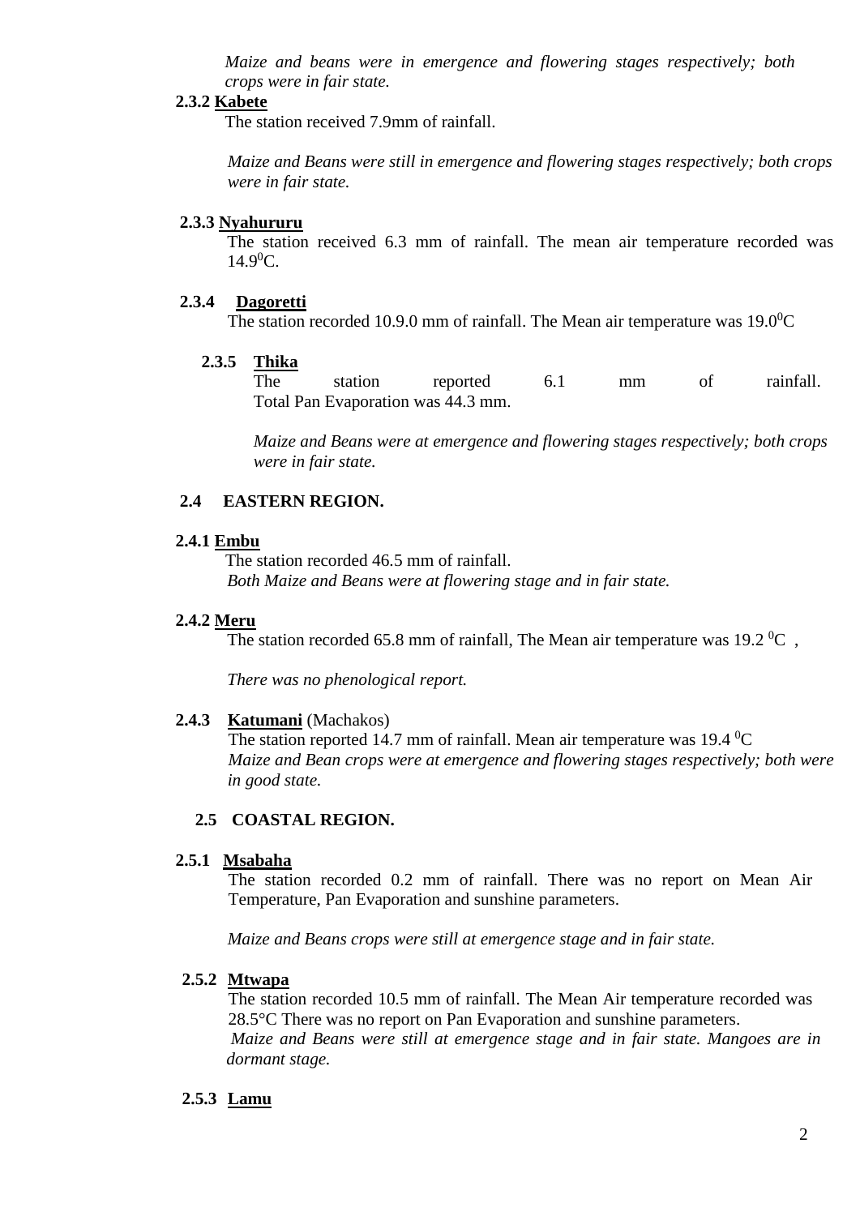*Maize and beans were in emergence and flowering stages respectively; both crops were in fair state.*

### 2.3.2 Kabete

The station received 7.9mm of rainfall.

*Maize and Beans were still in emergence and flowering stages respectively; both crops were in fair state.*

### 2.3.3 Nyahururu

The station received 6.3 mm of rainfall. The mean air temperature recorded was $14.9^0$C.

### 2.3.4 Dagoretti

The station recorded 10.9.0 mm of rainfall. The Mean air temperature was $19.0^0$C

### 2.3.5 Thika

The station reported 6.1 mm of rainfall. Total Pan Evaporation was 44.3 mm.

*Maize and Beans were at emergence and flowering stages respectively; both crops were in fair state.*

## 2.4 EASTERN REGION.

### 2.4.1 Embu

The station recorded 46.5 mm of rainfall.
*Both Maize and Beans were at flowering stage and in fair state.*

### 2.4.2 Meru

The station recorded 65.8 mm of rainfall, The Mean air temperature was 19.2 $^0$C ,

*There was no phenological report.*

### 2.4.3 Katumani (Machakos)

The station reported 14.7 mm of rainfall. Mean air temperature was 19.4 $^0$C
*Maize and Bean crops were at emergence and flowering stages respectively; both were in good state.*

## 2.5 COASTAL REGION.

### 2.5.1 Msabaha

The station recorded 0.2 mm of rainfall. There was no report on Mean Air Temperature, Pan Evaporation and sunshine parameters.

*Maize and Beans crops were still at emergence stage and in fair state.*

### 2.5.2 Mtwapa

The station recorded 10.5 mm of rainfall. The Mean Air temperature recorded was 28.5°C There was no report on Pan Evaporation and sunshine parameters.
*Maize and Beans were still at emergence stage and in fair state. Mangoes are in dormant stage.*

### 2.5.3 Lamu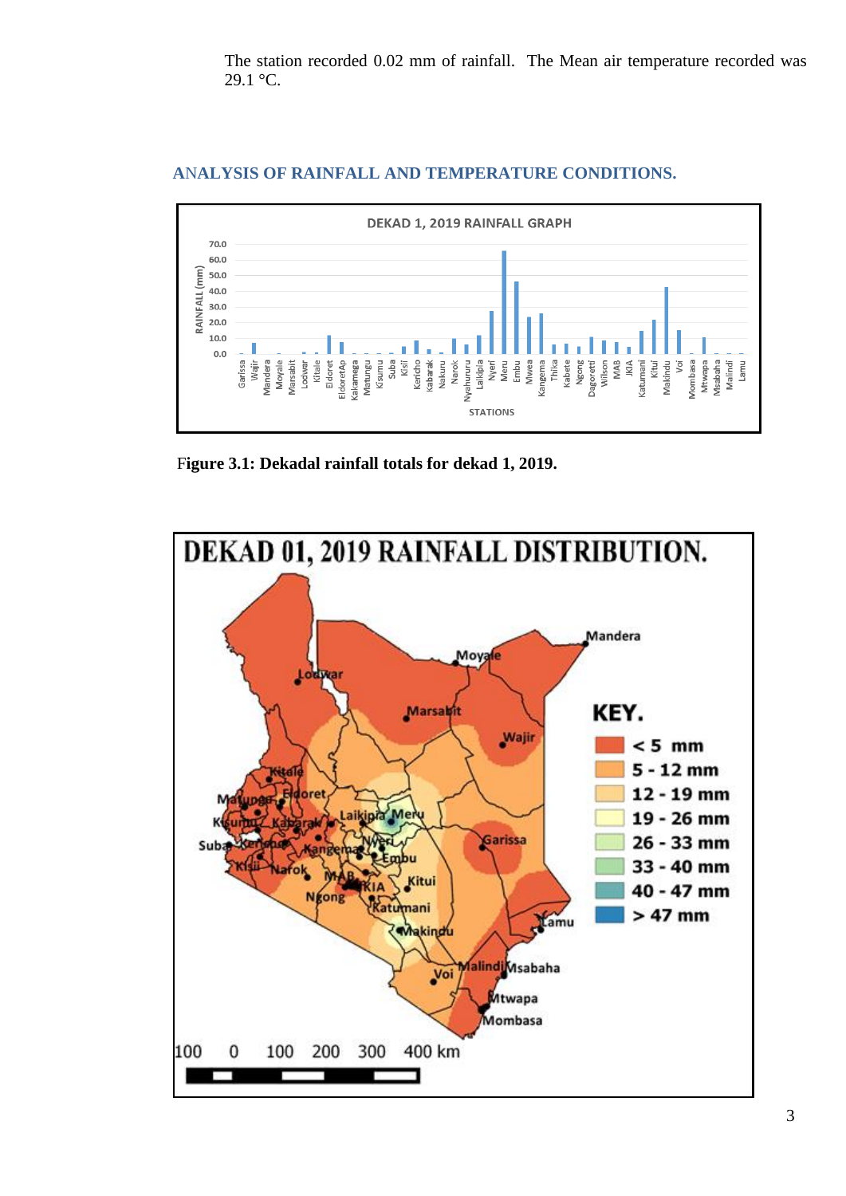The station recorded 0.02 mm of rainfall. The Mean air temperature recorded was 29.1 °C.

## ANALYSIS OF RAINFALL AND TEMPERATURE CONDITIONS.

**Figure 3.1: Dekadal rainfall totals for dekad 1, 2019.**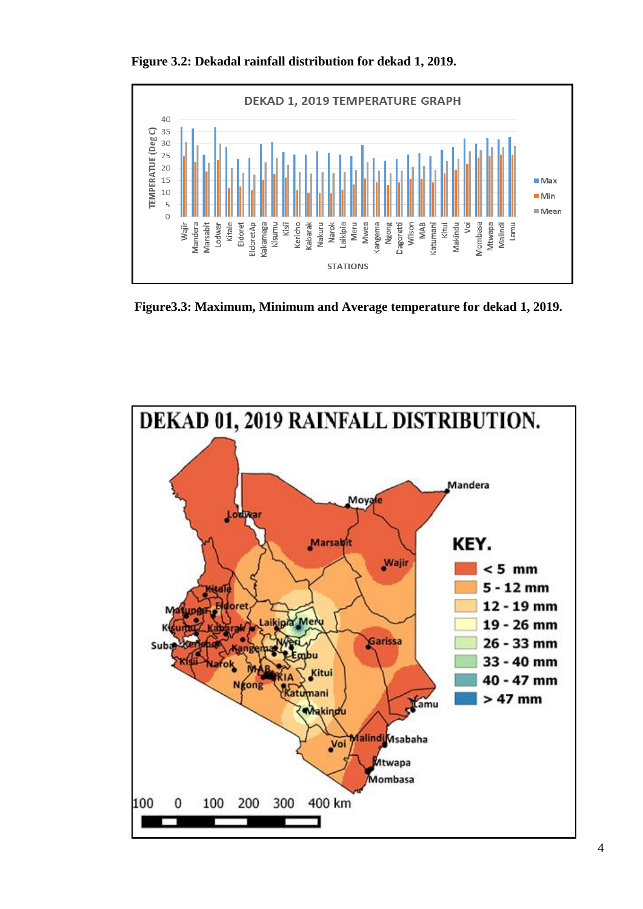**Figure 3.2: Dekadal rainfall distribution for dekad 1, 2019.**

**Figure3.3: Maximum, Minimum and Average temperature for dekad 1, 2019.**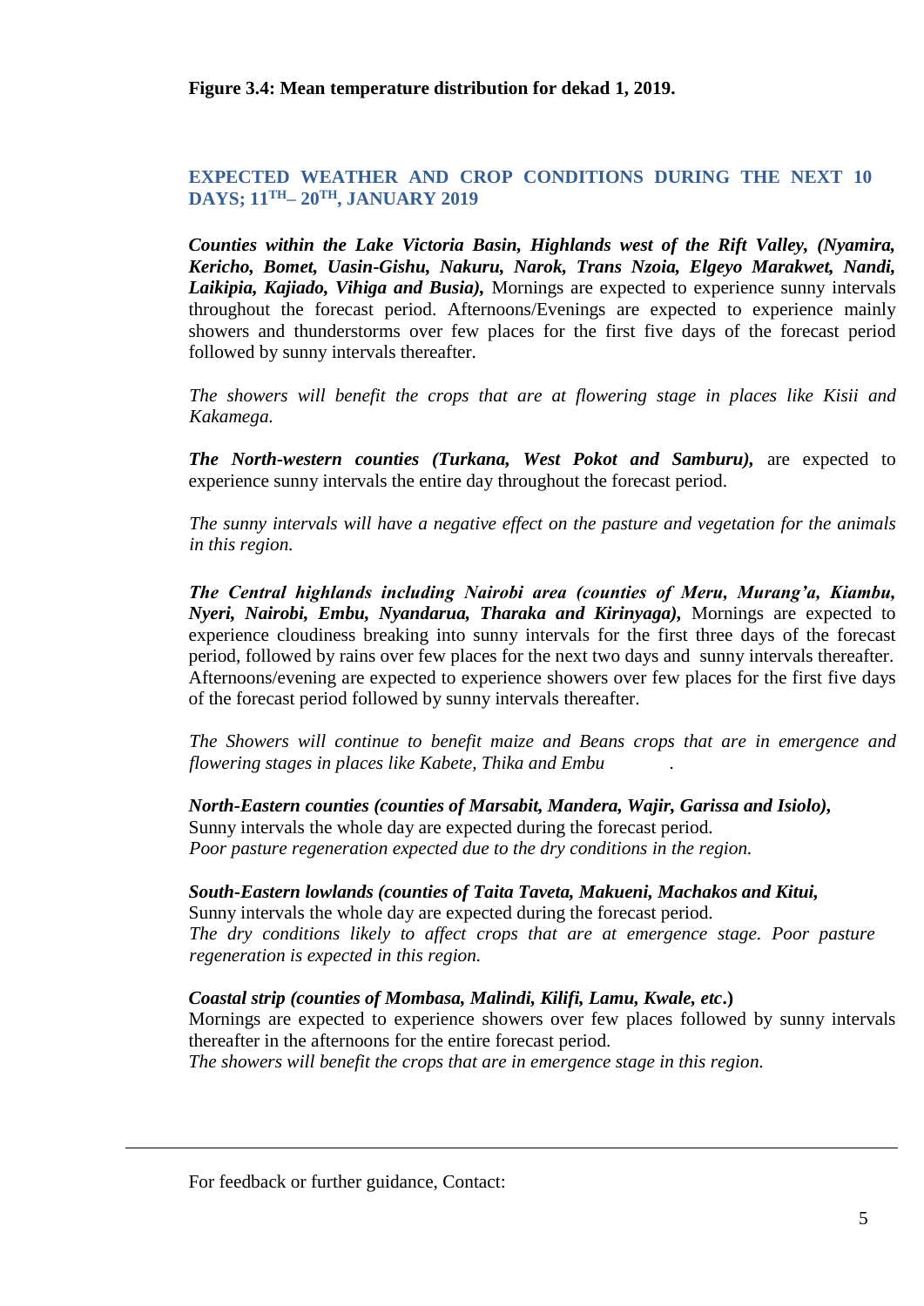**Figure 3.4: Mean temperature distribution for dekad 1, 2019.**

## EXPECTED WEATHER AND CROP CONDITIONS DURING THE NEXT 10 DAYS; 11TH– 20TH, JANUARY 2019

***Counties within the Lake Victoria Basin, Highlands west of the Rift Valley, (Nyamira, Kericho, Bomet, Uasin-Gishu, Nakuru, Narok, Trans Nzoia, Elgeyo Marakwet, Nandi, Laikipia, Kajiado, Vihiga and Busia),*** Mornings are expected to experience sunny intervals throughout the forecast period. Afternoons/Evenings are expected to experience mainly showers and thunderstorms over few places for the first five days of the forecast period followed by sunny intervals thereafter.

*The showers will benefit the crops that are at flowering stage in places like Kisii and Kakamega.*

***The North-western counties (Turkana, West Pokot and Samburu),*** are expected to experience sunny intervals the entire day throughout the forecast period.

*The sunny intervals will have a negative effect on the pasture and vegetation for the animals in this region.*

***The Central highlands including Nairobi area (counties of Meru, Murang'a, Kiambu, Nyeri, Nairobi, Embu, Nyandarua, Tharaka and Kirinyaga),*** Mornings are expected to experience cloudiness breaking into sunny intervals for the first three days of the forecast period, followed by rains over few places for the next two days and sunny intervals thereafter. Afternoons/evening are expected to experience showers over few places for the first five days of the forecast period followed by sunny intervals thereafter.

*The Showers will continue to benefit maize and Beans crops that are in emergence and flowering stages in places like Kabete, Thika and Embu* .

***North-Eastern counties (counties of Marsabit, Mandera, Wajir, Garissa and Isiolo),***
Sunny intervals the whole day are expected during the forecast period.
*Poor pasture regeneration expected due to the dry conditions in the region.*

***South-Eastern lowlands (counties of Taita Taveta, Makueni, Machakos and Kitui,***
Sunny intervals the whole day are expected during the forecast period.
*The dry conditions likely to affect crops that are at emergence stage. Poor pasture regeneration is expected in this region.*

***Coastal strip (counties of Mombasa, Malindi, Kilifi, Lamu, Kwale, etc*.)**
Mornings are expected to experience showers over few places followed by sunny intervals thereafter in the afternoons for the entire forecast period.
*The showers will benefit the crops that are in emergence stage in this region.*

---

For feedback or further guidance, Contact: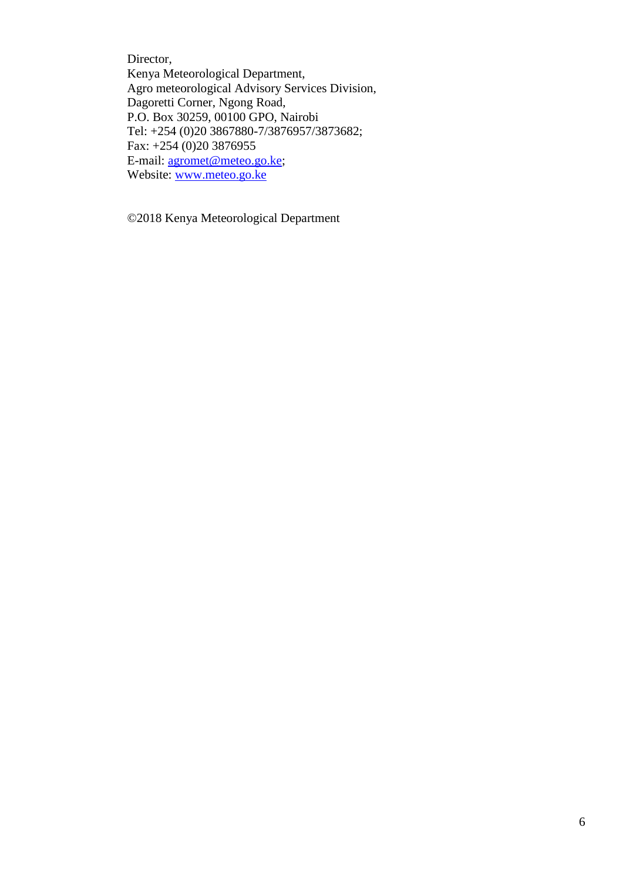Director,
Kenya Meteorological Department,
Agro meteorological Advisory Services Division,
Dagoretti Corner, Ngong Road,
P.O. Box 30259, 00100 GPO, Nairobi
Tel: +254 (0)20 3867880-7/3876957/3873682;
Fax: +254 (0)20 3876955
E-mail: agromet@meteo.go.ke;
Website: www.meteo.go.ke

©2018 Kenya Meteorological Department